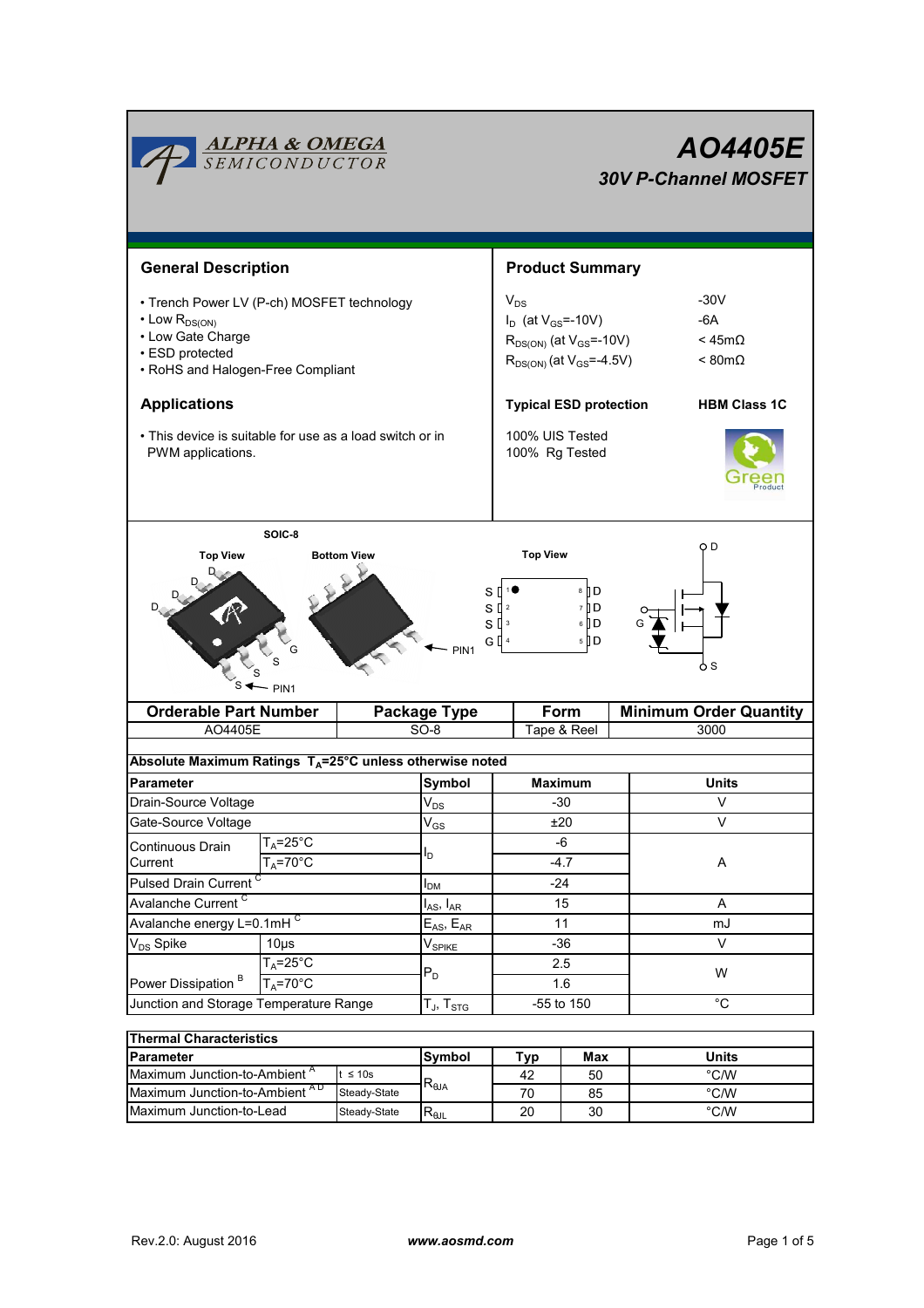# AO4405E

## 30V P-Channel MOSFET

## General Description

- Trench Power LV (P-ch) MOSFET technology
- Low $R_{DS(ON)}$
- Low Gate Charge
- ESD protected
- RoHS and Halogen-Free Compliant

## Product Summary

| | |
|---|---|
| $V_{DS}$ | -30V |
| $I_D$ (at $V_{GS}$=-10V) | -6A |
| $R_{DS(ON)}$ (at $V_{GS}$=-10V) | < 45mΩ |
| $R_{DS(ON)}$ (at $V_{GS}$=-4.5V) | < 80mΩ |

**Typical ESD protection** **HBM Class 1C**

100% UIS Tested
100% Rg Tested

## Applications

- This device is suitable for use as a load switch or in PWM applications.

SOIC-8

Top View | Bottom View | Top View

| Orderable Part Number | Package Type | Form | Minimum Order Quantity |
|---|---|---|---|
| AO4405E | SO-8 | Tape & Reel | 3000 |

**Absolute Maximum Ratings $T_A$=25°C unless otherwise noted**

| Parameter | | Symbol | Maximum | Units |
|---|---|---|---|---|
| Drain-Source Voltage | | $V_{DS}$ | -30 | V |
| Gate-Source Voltage | | $V_{GS}$ | ±20 | V |
| Continuous Drain Current | $T_A$=25°C | $I_D$ | -6 | A |
| | $T_A$=70°C | | -4.7 | |
| Pulsed Drain Current [C] | | $I_{DM}$ | -24 | |
| Avalanche Current [C] | | $I_{AS}$, $I_{AR}$ | 15 | A |
| Avalanche energy L=0.1mH [C] | | $E_{AS}$, $E_{AR}$ | 11 | mJ |
| $V_{DS}$ Spike | 10µs | $V_{SPIKE}$ | -36 | V |
| Power Dissipation [B] | $T_A$=25°C | $P_D$ | 2.5 | W |
| | $T_A$=70°C | | 1.6 | |
| Junction and Storage Temperature Range | | $T_J$, $T_{STG}$ | -55 to 150 | °C |

**Thermal Characteristics**

| Parameter | | Symbol | Typ | Max | Units |
|---|---|---|---|---|---|
| Maximum Junction-to-Ambient [A] | t ≤ 10s | $R_{\theta JA}$ | 42 | 50 | °C/W |
| Maximum Junction-to-Ambient [A D] | Steady-State | | 70 | 85 | °C/W |
| Maximum Junction-to-Lead | Steady-State | $R_{\theta JL}$ | 20 | 30 | °C/W |

Rev.2.0: August 2016 www.aosmd.com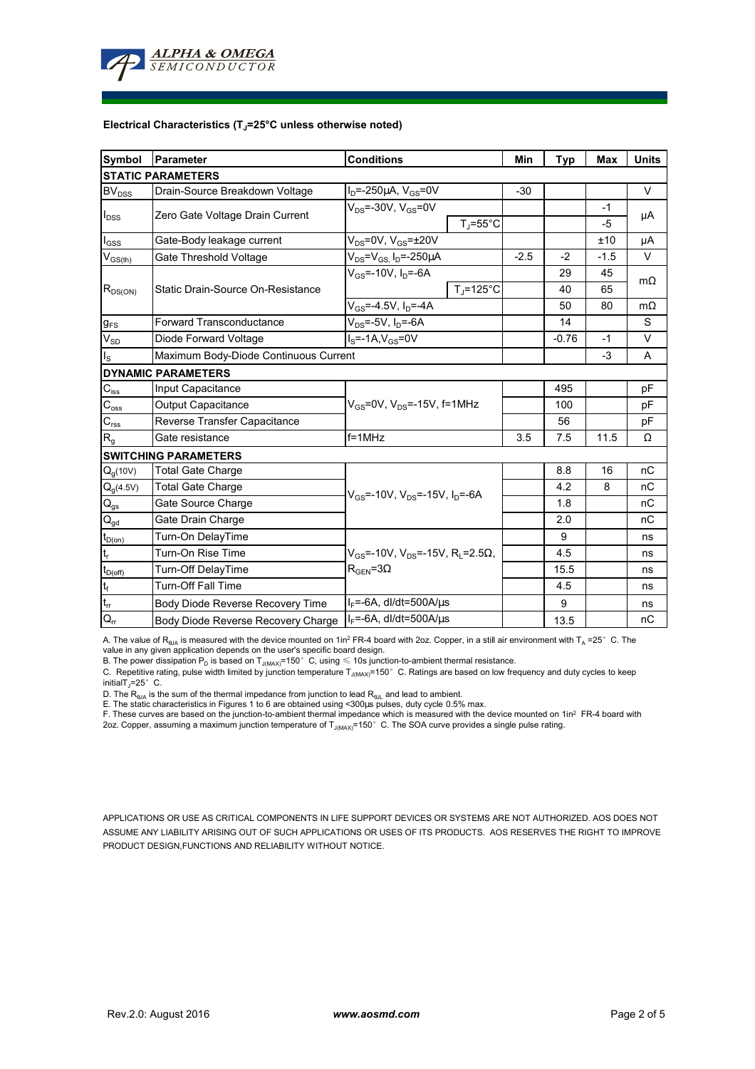**Electrical Characteristics ($T_J$=25°C unless otherwise noted)**

| Symbol | Parameter | Conditions | | Min | Typ | Max | Units |
|---|---|---|---|---|---|---|---|
| **STATIC PARAMETERS** | | | | | | | |
| $BV_{DSS}$ | Drain-Source Breakdown Voltage | $I_D$=-250µA, $V_{GS}$=0V | | -30 | | | V |
| $I_{DSS}$ | Zero Gate Voltage Drain Current | $V_{DS}$=-30V, $V_{GS}$=0V | | | | -1 | µA |
| | | | $T_J$=55°C | | | -5 | |
| $I_{GSS}$ | Gate-Body leakage current | $V_{DS}$=0V, $V_{GS}$=±20V | | | | ±10 | µA |
| $V_{GS(th)}$ | Gate Threshold Voltage | $V_{DS}$=$V_{GS,}$ $I_D$=-250µA | | -2.5 | -2 | -1.5 | V |
| $R_{DS(ON)}$ | Static Drain-Source On-Resistance | $V_{GS}$=-10V, $I_D$=-6A | | | 29 | 45 | mΩ |
| | | | $T_J$=125°C | | 40 | 65 | |
| | | $V_{GS}$=-4.5V, $I_D$=-4A | | | 50 | 80 | mΩ |
| $g_{FS}$ | Forward Transconductance | $V_{DS}$=-5V, $I_D$=-6A | | | 14 | | S |
| $V_{SD}$ | Diode Forward Voltage | $I_S$=-1A,$V_{GS}$=0V | | | -0.76 | -1 | V |
| $I_S$ | Maximum Body-Diode Continuous Current | | | | | -3 | A |
| **DYNAMIC PARAMETERS** | | | | | | | |
| $C_{iss}$ | Input Capacitance | $V_{GS}$=0V, $V_{DS}$=-15V, f=1MHz | | | 495 | | pF |
| $C_{oss}$ | Output Capacitance | | | | 100 | | pF |
| $C_{rss}$ | Reverse Transfer Capacitance | | | | 56 | | pF |
| $R_g$ | Gate resistance | f=1MHz | | 3.5 | 7.5 | 11.5 | Ω |
| **SWITCHING PARAMETERS** | | | | | | | |
| $Q_g$(10V) | Total Gate Charge | $V_{GS}$=-10V, $V_{DS}$=-15V, $I_D$=-6A | | | 8.8 | 16 | nC |
| $Q_g$(4.5V) | Total Gate Charge | | | | 4.2 | 8 | nC |
| $Q_{gs}$ | Gate Source Charge | | | | 1.8 | | nC |
| $Q_{gd}$ | Gate Drain Charge | | | | 2.0 | | nC |
| $t_{D(on)}$ | Turn-On DelayTime | $V_{GS}$=-10V, $V_{DS}$=-15V, $R_L$=2.5Ω, $R_{GEN}$=3Ω | | | 9 | | ns |
| $t_r$ | Turn-On Rise Time | | | | 4.5 | | ns |
| $t_{D(off)}$ | Turn-Off DelayTime | | | | 15.5 | | ns |
| $t_f$ | Turn-Off Fall Time | | | | 4.5 | | ns |
| $t_{rr}$ | Body Diode Reverse Recovery Time | $I_F$=-6A, dI/dt=500A/µs | | | 9 | | ns |
| $Q_{rr}$ | Body Diode Reverse Recovery Charge | $I_F$=-6A, dI/dt=500A/µs | | | 13.5 | | nC |

A. The value of $R_{\theta JA}$ is measured with the device mounted on 1in² FR-4 board with 2oz. Copper, in a still air environment with $T_A$ =25° C. The value in any given application depends on the user's specific board design.
B. The power dissipation $P_D$ is based on $T_{J(MAX)}$=150° C, using ≤ 10s junction-to-ambient thermal resistance.
C. Repetitive rating, pulse width limited by junction temperature $T_{J(MAX)}$=150° C. Ratings are based on low frequency and duty cycles to keep initial$T_J$=25° C.
D. The $R_{\theta JA}$ is the sum of the thermal impedance from junction to lead $R_{\theta JL}$ and lead to ambient.
E. The static characteristics in Figures 1 to 6 are obtained using <300µs pulses, duty cycle 0.5% max.
F. These curves are based on the junction-to-ambient thermal impedance which is measured with the device mounted on 1in² FR-4 board with 2oz. Copper, assuming a maximum junction temperature of $T_{J(MAX)}$=150° C. The SOA curve provides a single pulse rating.

APPLICATIONS OR USE AS CRITICAL COMPONENTS IN LIFE SUPPORT DEVICES OR SYSTEMS ARE NOT AUTHORIZED. AOS DOES NOT ASSUME ANY LIABILITY ARISING OUT OF SUCH APPLICATIONS OR USES OF ITS PRODUCTS. AOS RESERVES THE RIGHT TO IMPROVE PRODUCT DESIGN,FUNCTIONS AND RELIABILITY WITHOUT NOTICE.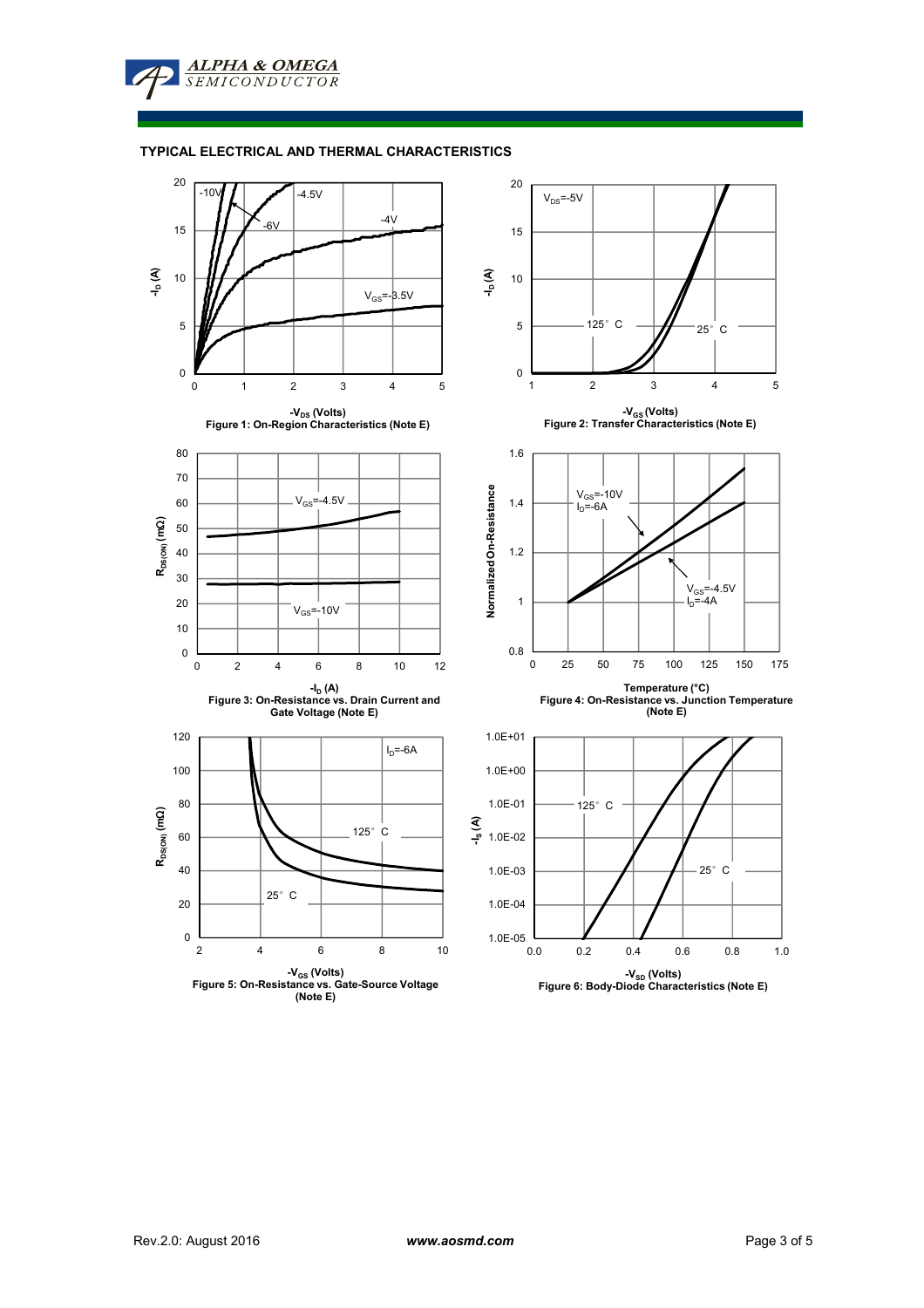## TYPICAL ELECTRICAL AND THERMAL CHARACTERISTICS

Figure 1: On-Region Characteristics (Note E)

Figure 2: Transfer Characteristics (Note E)

Figure 3: On-Resistance vs. Drain Current and Gate Voltage (Note E)

Figure 4: On-Resistance vs. Junction Temperature (Note E)

Figure 5: On-Resistance vs. Gate-Source Voltage (Note E)

Figure 6: Body-Diode Characteristics (Note E)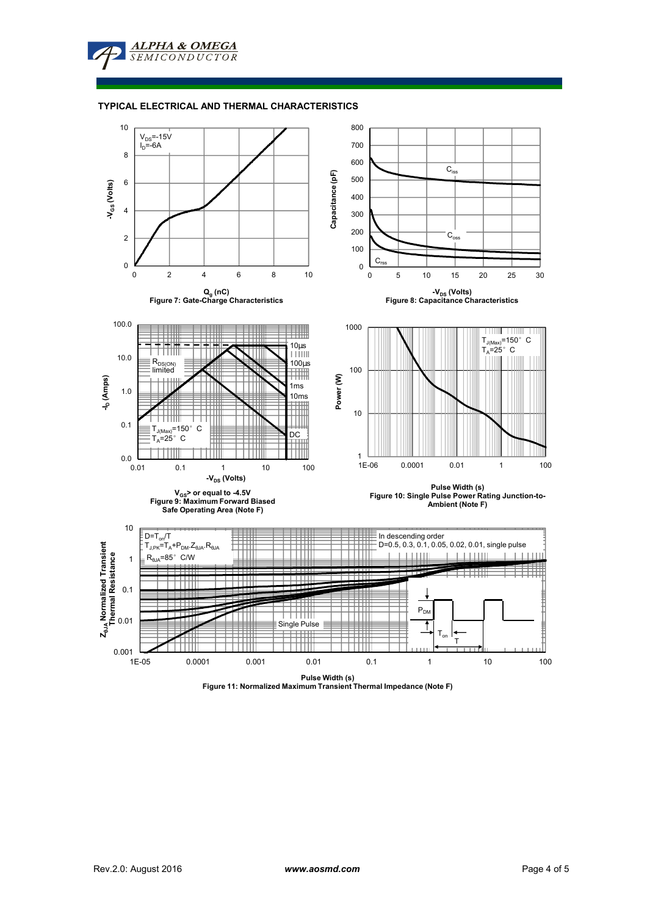## TYPICAL ELECTRICAL AND THERMAL CHARACTERISTICS

$V_{DS}$=-15V
$I_D$=-6A

$-V_{GS}$ (Volts)

$Q_g$ (nC)

Figure 7: Gate-Charge Characteristics

Capacitance (pF)

$C_{iss}$

$C_{oss}$

$C_{rss}$

$-V_{DS}$ (Volts)

Figure 8: Capacitance Characteristics

$-I_D$ (Amps)

$R_{DS(ON)}$ limited

10µs

100µs

1ms

10ms

DC

$T_{J(Max)}$=150° C
$T_A$=25° C

$-V_{DS}$ (Volts)

$V_{GS}$> or equal to -4.5V

Figure 9: Maximum Forward Biased Safe Operating Area (Note F)

Power (W)

$T_{J(Max)}$=150° C
$T_A$=25° C

Pulse Width (s)

Figure 10: Single Pulse Power Rating Junction-to-Ambient (Note F)

$Z_{\theta JA}$ Normalized Transient Thermal Resistance

$D=T_{on}/T$
$T_{J,PK}=T_A+P_{DM}.Z_{\theta JA}.R_{\theta JA}$
$R_{\theta JA}$=85° C/W

In descending order
D=0.5, 0.3, 0.1, 0.05, 0.02, 0.01, single pulse

Single Pulse

$P_{DM}$

$T_{on}$

T

Pulse Width (s)

Figure 11: Normalized Maximum Transient Thermal Impedance (Note F)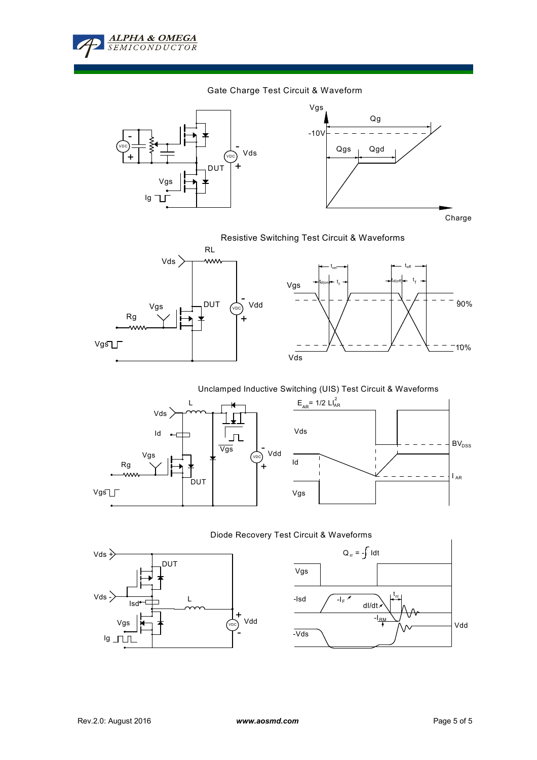## Gate Charge Test Circuit & Waveform

Vgs
Qg
-10V
Qgs
Qgd
Charge
VDC
Vds
DUT
Vgs
Ig

## Resistive Switching Test Circuit & Waveforms

RL
Vds
Vgs
DUT
Rg
VDC
Vdd
Vgs
$t_{on}$
$t_{d(on)}$
$t_r$
$t_{off}$
$t_{d(off)}$
$t_f$
Vgs
90%
10%
Vds

## Unclamped Inductive Switching (UIS) Test Circuit & Waveforms

L
Vds
Id
Vgs
Rg
Vgs
DUT
Vgs
VDC
Vdd
$E_{AR} = 1/2\ LI_{AR}^2$
Vds
$BV_{DSS}$
Id
$I_{AR}$
Vgs

## Diode Recovery Test Circuit & Waveforms

Vds +
DUT
Vds -
Isd
L
Vgs
Ig
VDC
Vdd
$Q_{rr} = -\int Idt$
Vgs
-Isd
$-I_F$
dI/dt
$t_{rr}$
$-I_{RM}$
-Vds
Vdd